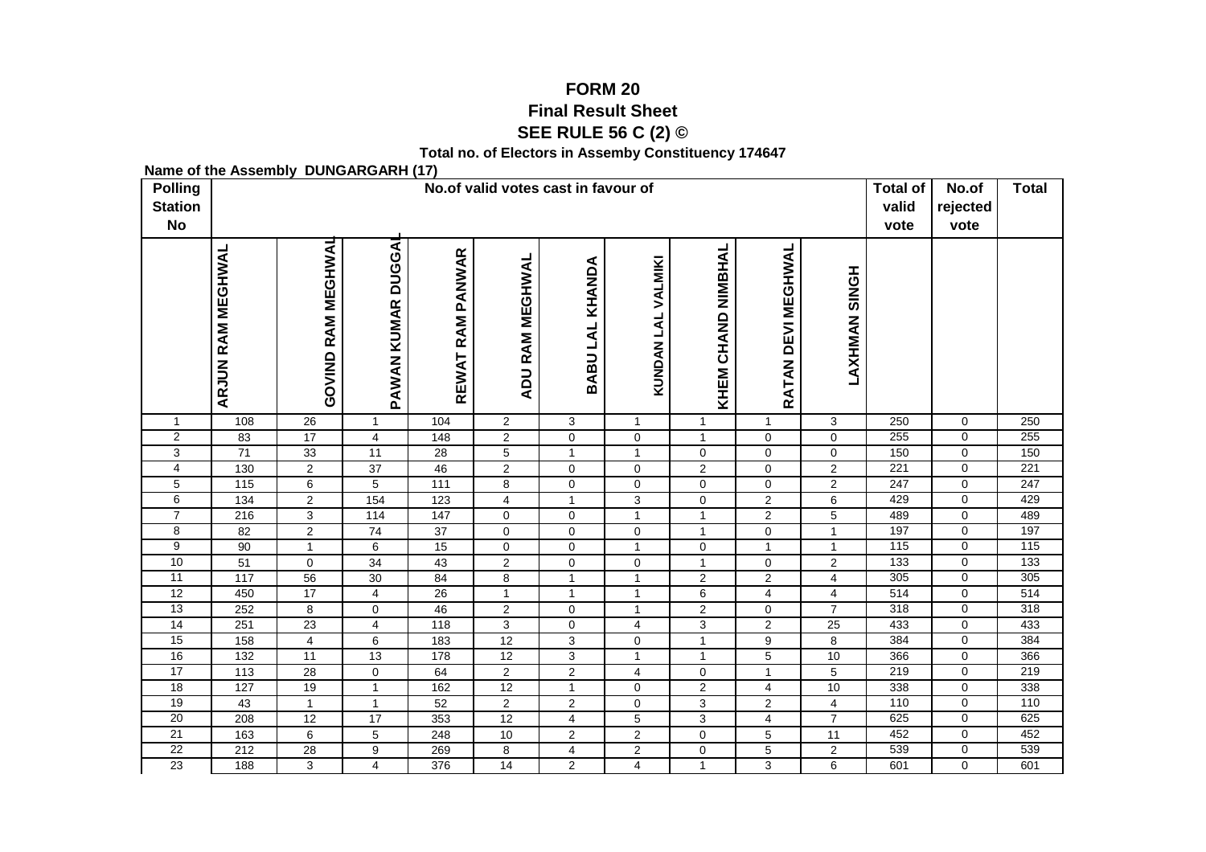# FORM 20

## Final Result Sheet

## SEE RULE 56 C (2) ©

**Total no. of Electors in Assemby Constituency 174647**

**Name of the Assembly DUNGARGARH (17)**

| Polling Station No | No.of valid votes cast in favour of | | | | | | | | | | Total of valid vote | No.of rejected vote | Total |
|---|---|---|---|---|---|---|---|---|---|---|---|---|---|
| | ARJUN RAM MEGHWAL | GOVIND RAM MEGHWAL | PAWAN KUMAR DUGGAL | REWAT RAM PANWAR | ADU RAM MEGHWAL | BABU LAL KHANDA | KUNDAN LAL VALMIKI | KHEM CHAND NIMBHAL | RATAN DEVI MEGHWAL | LAXHMAN SINGH | | | |
| 1 | 108 | 26 | 1 | 104 | 2 | 3 | 1 | 1 | 1 | 3 | 250 | 0 | 250 |
| 2 | 83 | 17 | 4 | 148 | 2 | 0 | 0 | 1 | 0 | 0 | 255 | 0 | 255 |
| 3 | 71 | 33 | 11 | 28 | 5 | 1 | 1 | 0 | 0 | 0 | 150 | 0 | 150 |
| 4 | 130 | 2 | 37 | 46 | 2 | 0 | 0 | 2 | 0 | 2 | 221 | 0 | 221 |
| 5 | 115 | 6 | 5 | 111 | 8 | 0 | 0 | 0 | 0 | 2 | 247 | 0 | 247 |
| 6 | 134 | 2 | 154 | 123 | 4 | 1 | 3 | 0 | 2 | 6 | 429 | 0 | 429 |
| 7 | 216 | 3 | 114 | 147 | 0 | 0 | 1 | 1 | 2 | 5 | 489 | 0 | 489 |
| 8 | 82 | 2 | 74 | 37 | 0 | 0 | 0 | 1 | 0 | 1 | 197 | 0 | 197 |
| 9 | 90 | 1 | 6 | 15 | 0 | 0 | 1 | 0 | 1 | 1 | 115 | 0 | 115 |
| 10 | 51 | 0 | 34 | 43 | 2 | 0 | 0 | 1 | 0 | 2 | 133 | 0 | 133 |
| 11 | 117 | 56 | 30 | 84 | 8 | 1 | 1 | 2 | 2 | 4 | 305 | 0 | 305 |
| 12 | 450 | 17 | 4 | 26 | 1 | 1 | 1 | 6 | 4 | 4 | 514 | 0 | 514 |
| 13 | 252 | 8 | 0 | 46 | 2 | 0 | 1 | 2 | 0 | 7 | 318 | 0 | 318 |
| 14 | 251 | 23 | 4 | 118 | 3 | 0 | 4 | 3 | 2 | 25 | 433 | 0 | 433 |
| 15 | 158 | 4 | 6 | 183 | 12 | 3 | 0 | 1 | 9 | 8 | 384 | 0 | 384 |
| 16 | 132 | 11 | 13 | 178 | 12 | 3 | 1 | 1 | 5 | 10 | 366 | 0 | 366 |
| 17 | 113 | 28 | 0 | 64 | 2 | 2 | 4 | 0 | 1 | 5 | 219 | 0 | 219 |
| 18 | 127 | 19 | 1 | 162 | 12 | 1 | 0 | 2 | 4 | 10 | 338 | 0 | 338 |
| 19 | 43 | 1 | 1 | 52 | 2 | 2 | 0 | 3 | 2 | 4 | 110 | 0 | 110 |
| 20 | 208 | 12 | 17 | 353 | 12 | 4 | 5 | 3 | 4 | 7 | 625 | 0 | 625 |
| 21 | 163 | 6 | 5 | 248 | 10 | 2 | 2 | 0 | 5 | 11 | 452 | 0 | 452 |
| 22 | 212 | 28 | 9 | 269 | 8 | 4 | 2 | 0 | 5 | 2 | 539 | 0 | 539 |
| 23 | 188 | 3 | 4 | 376 | 14 | 2 | 4 | 1 | 3 | 6 | 601 | 0 | 601 |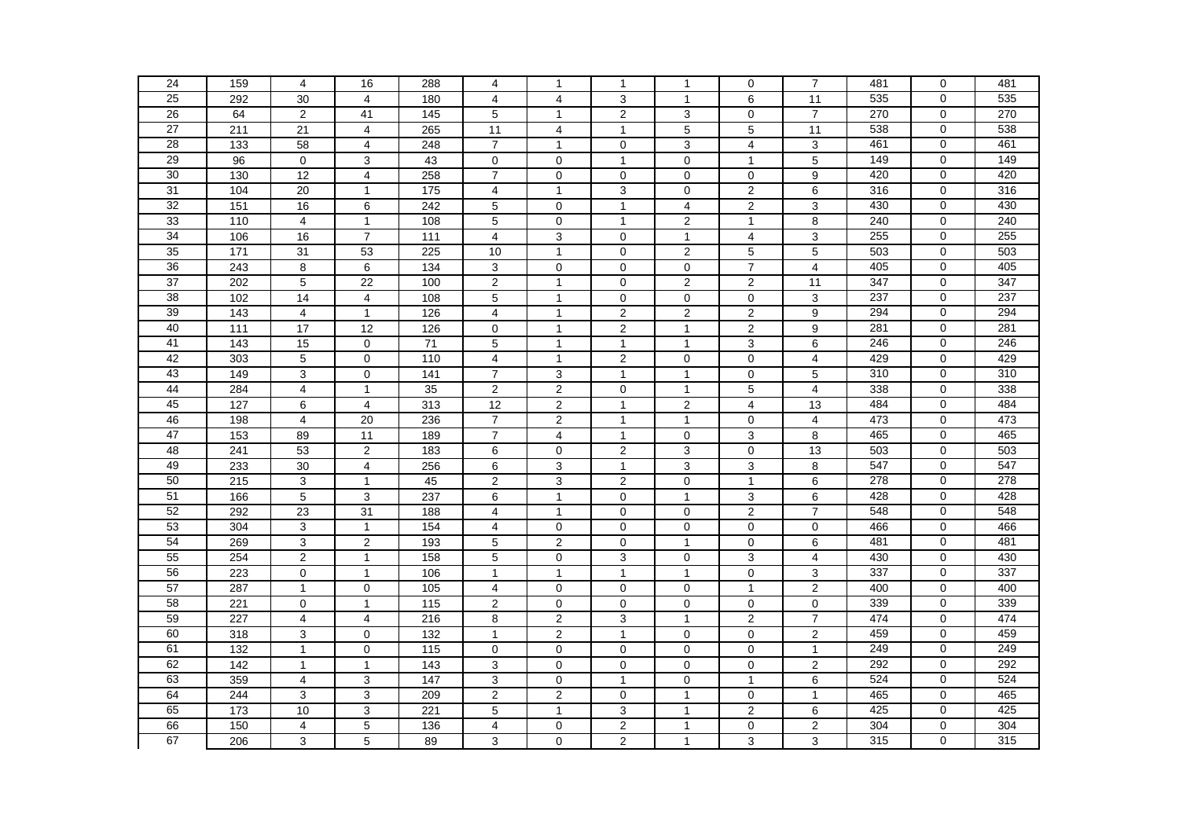| | | | | | | | | | | | | | |
|---|---|---|---|---|---|---|---|---|---|---|---|---|---|
| 24 | 159 | 4 | 16 | 288 | 4 | 1 | 1 | 1 | 0 | 7 | 481 | 0 | 481 |
| 25 | 292 | 30 | 4 | 180 | 4 | 4 | 3 | 1 | 6 | 11 | 535 | 0 | 535 |
| 26 | 64 | 2 | 41 | 145 | 5 | 1 | 2 | 3 | 0 | 7 | 270 | 0 | 270 |
| 27 | 211 | 21 | 4 | 265 | 11 | 4 | 1 | 5 | 5 | 11 | 538 | 0 | 538 |
| 28 | 133 | 58 | 4 | 248 | 7 | 1 | 0 | 3 | 4 | 3 | 461 | 0 | 461 |
| 29 | 96 | 0 | 3 | 43 | 0 | 0 | 1 | 0 | 1 | 5 | 149 | 0 | 149 |
| 30 | 130 | 12 | 4 | 258 | 7 | 0 | 0 | 0 | 0 | 9 | 420 | 0 | 420 |
| 31 | 104 | 20 | 1 | 175 | 4 | 1 | 3 | 0 | 2 | 6 | 316 | 0 | 316 |
| 32 | 151 | 16 | 6 | 242 | 5 | 0 | 1 | 4 | 2 | 3 | 430 | 0 | 430 |
| 33 | 110 | 4 | 1 | 108 | 5 | 0 | 1 | 2 | 1 | 8 | 240 | 0 | 240 |
| 34 | 106 | 16 | 7 | 111 | 4 | 3 | 0 | 1 | 4 | 3 | 255 | 0 | 255 |
| 35 | 171 | 31 | 53 | 225 | 10 | 1 | 0 | 2 | 5 | 5 | 503 | 0 | 503 |
| 36 | 243 | 8 | 6 | 134 | 3 | 0 | 0 | 0 | 7 | 4 | 405 | 0 | 405 |
| 37 | 202 | 5 | 22 | 100 | 2 | 1 | 0 | 2 | 2 | 11 | 347 | 0 | 347 |
| 38 | 102 | 14 | 4 | 108 | 5 | 1 | 0 | 0 | 0 | 3 | 237 | 0 | 237 |
| 39 | 143 | 4 | 1 | 126 | 4 | 1 | 2 | 2 | 2 | 9 | 294 | 0 | 294 |
| 40 | 111 | 17 | 12 | 126 | 0 | 1 | 2 | 1 | 2 | 9 | 281 | 0 | 281 |
| 41 | 143 | 15 | 0 | 71 | 5 | 1 | 1 | 1 | 3 | 6 | 246 | 0 | 246 |
| 42 | 303 | 5 | 0 | 110 | 4 | 1 | 2 | 0 | 0 | 4 | 429 | 0 | 429 |
| 43 | 149 | 3 | 0 | 141 | 7 | 3 | 1 | 1 | 0 | 5 | 310 | 0 | 310 |
| 44 | 284 | 4 | 1 | 35 | 2 | 2 | 0 | 1 | 5 | 4 | 338 | 0 | 338 |
| 45 | 127 | 6 | 4 | 313 | 12 | 2 | 1 | 2 | 4 | 13 | 484 | 0 | 484 |
| 46 | 198 | 4 | 20 | 236 | 7 | 2 | 1 | 1 | 0 | 4 | 473 | 0 | 473 |
| 47 | 153 | 89 | 11 | 189 | 7 | 4 | 1 | 0 | 3 | 8 | 465 | 0 | 465 |
| 48 | 241 | 53 | 2 | 183 | 6 | 0 | 2 | 3 | 0 | 13 | 503 | 0 | 503 |
| 49 | 233 | 30 | 4 | 256 | 6 | 3 | 1 | 3 | 3 | 8 | 547 | 0 | 547 |
| 50 | 215 | 3 | 1 | 45 | 2 | 3 | 2 | 0 | 1 | 6 | 278 | 0 | 278 |
| 51 | 166 | 5 | 3 | 237 | 6 | 1 | 0 | 1 | 3 | 6 | 428 | 0 | 428 |
| 52 | 292 | 23 | 31 | 188 | 4 | 1 | 0 | 0 | 2 | 7 | 548 | 0 | 548 |
| 53 | 304 | 3 | 1 | 154 | 4 | 0 | 0 | 0 | 0 | 0 | 466 | 0 | 466 |
| 54 | 269 | 3 | 2 | 193 | 5 | 2 | 0 | 1 | 0 | 6 | 481 | 0 | 481 |
| 55 | 254 | 2 | 1 | 158 | 5 | 0 | 3 | 0 | 3 | 4 | 430 | 0 | 430 |
| 56 | 223 | 0 | 1 | 106 | 1 | 1 | 1 | 1 | 0 | 3 | 337 | 0 | 337 |
| 57 | 287 | 1 | 0 | 105 | 4 | 0 | 0 | 0 | 1 | 2 | 400 | 0 | 400 |
| 58 | 221 | 0 | 1 | 115 | 2 | 0 | 0 | 0 | 0 | 0 | 339 | 0 | 339 |
| 59 | 227 | 4 | 4 | 216 | 8 | 2 | 3 | 1 | 2 | 7 | 474 | 0 | 474 |
| 60 | 318 | 3 | 0 | 132 | 1 | 2 | 1 | 0 | 0 | 2 | 459 | 0 | 459 |
| 61 | 132 | 1 | 0 | 115 | 0 | 0 | 0 | 0 | 0 | 1 | 249 | 0 | 249 |
| 62 | 142 | 1 | 1 | 143 | 3 | 0 | 0 | 0 | 0 | 2 | 292 | 0 | 292 |
| 63 | 359 | 4 | 3 | 147 | 3 | 0 | 1 | 0 | 1 | 6 | 524 | 0 | 524 |
| 64 | 244 | 3 | 3 | 209 | 2 | 2 | 0 | 1 | 0 | 1 | 465 | 0 | 465 |
| 65 | 173 | 10 | 3 | 221 | 5 | 1 | 3 | 1 | 2 | 6 | 425 | 0 | 425 |
| 66 | 150 | 4 | 5 | 136 | 4 | 0 | 2 | 1 | 0 | 2 | 304 | 0 | 304 |
| 67 | 206 | 3 | 5 | 89 | 3 | 0 | 2 | 1 | 3 | 3 | 315 | 0 | 315 |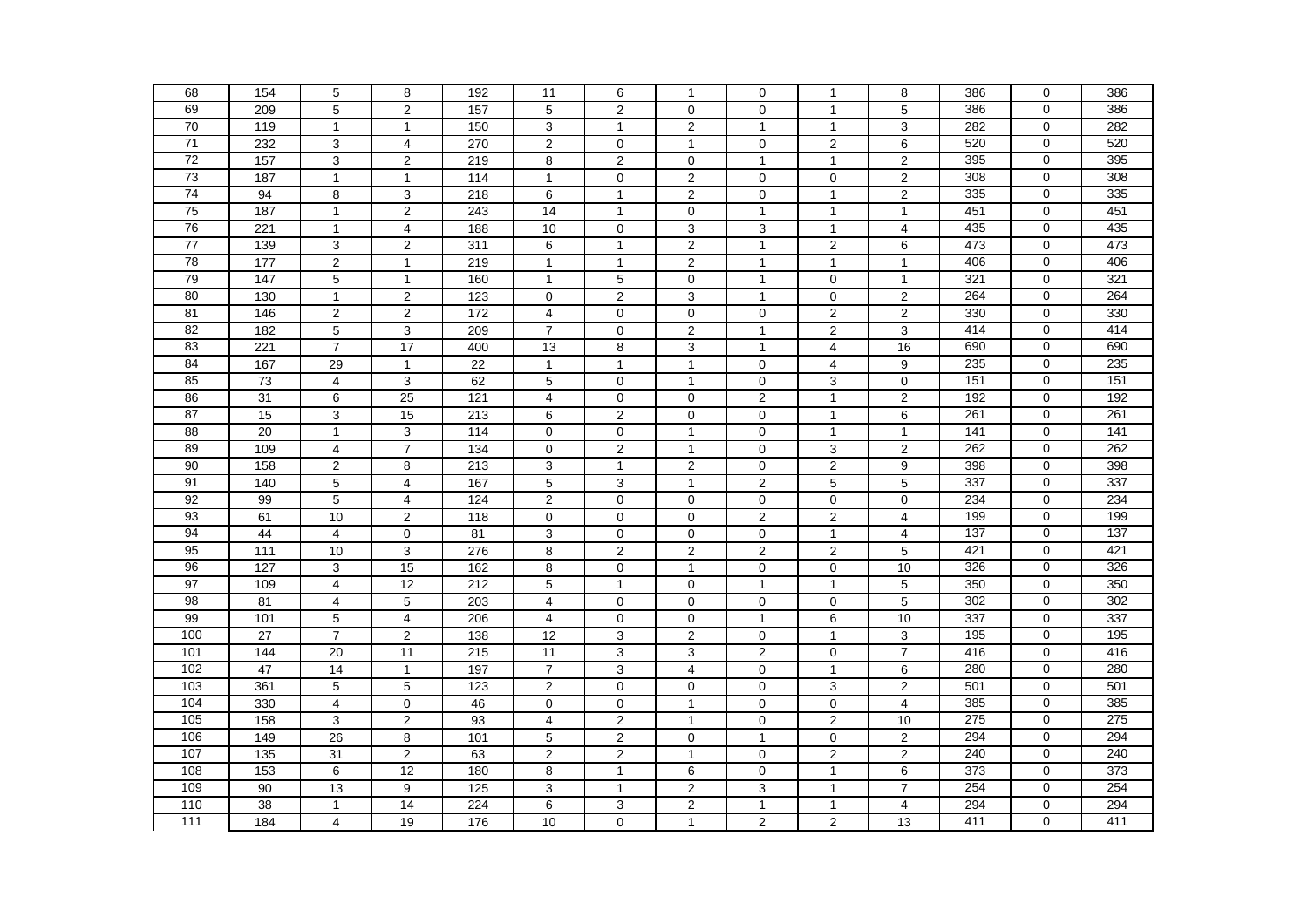| 68 | 154 | 5 | 8 | 192 | 11 | 6 | 1 | 0 | 1 | 8 | 386 | 0 | 386 |
|---|---|---|---|---|---|---|---|---|---|---|---|---|---|
| 69 | 209 | 5 | 2 | 157 | 5 | 2 | 0 | 0 | 1 | 5 | 386 | 0 | 386 |
| 70 | 119 | 1 | 1 | 150 | 3 | 1 | 2 | 1 | 1 | 3 | 282 | 0 | 282 |
| 71 | 232 | 3 | 4 | 270 | 2 | 0 | 1 | 0 | 2 | 6 | 520 | 0 | 520 |
| 72 | 157 | 3 | 2 | 219 | 8 | 2 | 0 | 1 | 1 | 2 | 395 | 0 | 395 |
| 73 | 187 | 1 | 1 | 114 | 1 | 0 | 2 | 0 | 0 | 2 | 308 | 0 | 308 |
| 74 | 94 | 8 | 3 | 218 | 6 | 1 | 2 | 0 | 1 | 2 | 335 | 0 | 335 |
| 75 | 187 | 1 | 2 | 243 | 14 | 1 | 0 | 1 | 1 | 1 | 451 | 0 | 451 |
| 76 | 221 | 1 | 4 | 188 | 10 | 0 | 3 | 3 | 1 | 4 | 435 | 0 | 435 |
| 77 | 139 | 3 | 2 | 311 | 6 | 1 | 2 | 1 | 2 | 6 | 473 | 0 | 473 |
| 78 | 177 | 2 | 1 | 219 | 1 | 1 | 2 | 1 | 1 | 1 | 406 | 0 | 406 |
| 79 | 147 | 5 | 1 | 160 | 1 | 5 | 0 | 1 | 0 | 1 | 321 | 0 | 321 |
| 80 | 130 | 1 | 2 | 123 | 0 | 2 | 3 | 1 | 0 | 2 | 264 | 0 | 264 |
| 81 | 146 | 2 | 2 | 172 | 4 | 0 | 0 | 0 | 2 | 2 | 330 | 0 | 330 |
| 82 | 182 | 5 | 3 | 209 | 7 | 0 | 2 | 1 | 2 | 3 | 414 | 0 | 414 |
| 83 | 221 | 7 | 17 | 400 | 13 | 8 | 3 | 1 | 4 | 16 | 690 | 0 | 690 |
| 84 | 167 | 29 | 1 | 22 | 1 | 1 | 1 | 0 | 4 | 9 | 235 | 0 | 235 |
| 85 | 73 | 4 | 3 | 62 | 5 | 0 | 1 | 0 | 3 | 0 | 151 | 0 | 151 |
| 86 | 31 | 6 | 25 | 121 | 4 | 0 | 0 | 2 | 1 | 2 | 192 | 0 | 192 |
| 87 | 15 | 3 | 15 | 213 | 6 | 2 | 0 | 0 | 1 | 6 | 261 | 0 | 261 |
| 88 | 20 | 1 | 3 | 114 | 0 | 0 | 1 | 0 | 1 | 1 | 141 | 0 | 141 |
| 89 | 109 | 4 | 7 | 134 | 0 | 2 | 1 | 0 | 3 | 2 | 262 | 0 | 262 |
| 90 | 158 | 2 | 8 | 213 | 3 | 1 | 2 | 0 | 2 | 9 | 398 | 0 | 398 |
| 91 | 140 | 5 | 4 | 167 | 5 | 3 | 1 | 2 | 5 | 5 | 337 | 0 | 337 |
| 92 | 99 | 5 | 4 | 124 | 2 | 0 | 0 | 0 | 0 | 0 | 234 | 0 | 234 |
| 93 | 61 | 10 | 2 | 118 | 0 | 0 | 0 | 2 | 2 | 4 | 199 | 0 | 199 |
| 94 | 44 | 4 | 0 | 81 | 3 | 0 | 0 | 0 | 1 | 4 | 137 | 0 | 137 |
| 95 | 111 | 10 | 3 | 276 | 8 | 2 | 2 | 2 | 2 | 5 | 421 | 0 | 421 |
| 96 | 127 | 3 | 15 | 162 | 8 | 0 | 1 | 0 | 0 | 10 | 326 | 0 | 326 |
| 97 | 109 | 4 | 12 | 212 | 5 | 1 | 0 | 1 | 1 | 5 | 350 | 0 | 350 |
| 98 | 81 | 4 | 5 | 203 | 4 | 0 | 0 | 0 | 0 | 5 | 302 | 0 | 302 |
| 99 | 101 | 5 | 4 | 206 | 4 | 0 | 0 | 1 | 6 | 10 | 337 | 0 | 337 |
| 100 | 27 | 7 | 2 | 138 | 12 | 3 | 2 | 0 | 1 | 3 | 195 | 0 | 195 |
| 101 | 144 | 20 | 11 | 215 | 11 | 3 | 3 | 2 | 0 | 7 | 416 | 0 | 416 |
| 102 | 47 | 14 | 1 | 197 | 7 | 3 | 4 | 0 | 1 | 6 | 280 | 0 | 280 |
| 103 | 361 | 5 | 5 | 123 | 2 | 0 | 0 | 0 | 3 | 2 | 501 | 0 | 501 |
| 104 | 330 | 4 | 0 | 46 | 0 | 0 | 1 | 0 | 0 | 4 | 385 | 0 | 385 |
| 105 | 158 | 3 | 2 | 93 | 4 | 2 | 1 | 0 | 2 | 10 | 275 | 0 | 275 |
| 106 | 149 | 26 | 8 | 101 | 5 | 2 | 0 | 1 | 0 | 2 | 294 | 0 | 294 |
| 107 | 135 | 31 | 2 | 63 | 2 | 2 | 1 | 0 | 2 | 2 | 240 | 0 | 240 |
| 108 | 153 | 6 | 12 | 180 | 8 | 1 | 6 | 0 | 1 | 6 | 373 | 0 | 373 |
| 109 | 90 | 13 | 9 | 125 | 3 | 1 | 2 | 3 | 1 | 7 | 254 | 0 | 254 |
| 110 | 38 | 1 | 14 | 224 | 6 | 3 | 2 | 1 | 1 | 4 | 294 | 0 | 294 |
| 111 | 184 | 4 | 19 | 176 | 10 | 0 | 1 | 2 | 2 | 13 | 411 | 0 | 411 |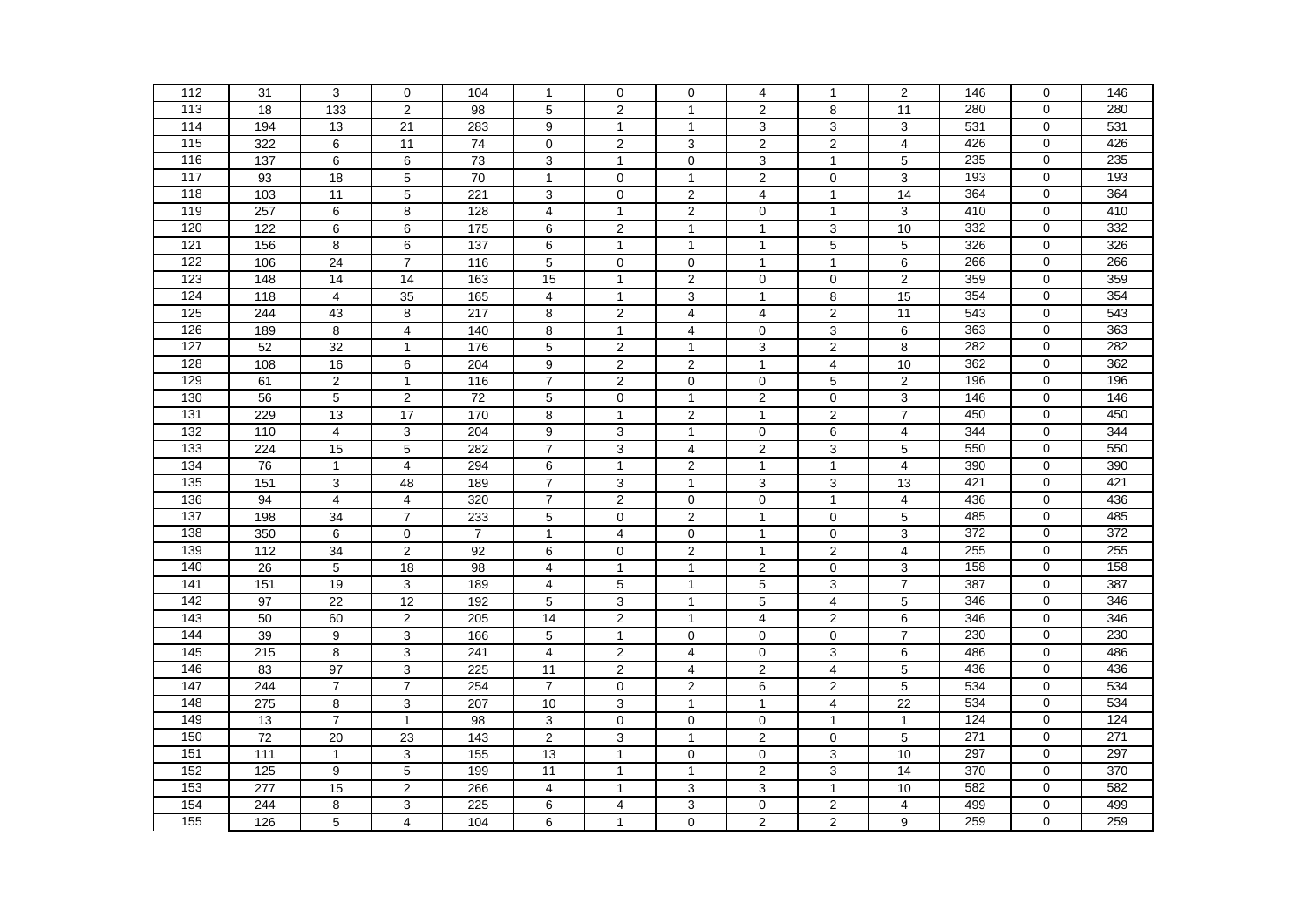| 112 | 31 | 3 | 0 | 104 | 1 | 0 | 0 | 4 | 1 | 2 | 146 | 0 | 146 |
|---|---|---|---|---|---|---|---|---|---|---|---|---|---|
| 113 | 18 | 133 | 2 | 98 | 5 | 2 | 1 | 2 | 8 | 11 | 280 | 0 | 280 |
| 114 | 194 | 13 | 21 | 283 | 9 | 1 | 1 | 3 | 3 | 3 | 531 | 0 | 531 |
| 115 | 322 | 6 | 11 | 74 | 0 | 2 | 3 | 2 | 2 | 4 | 426 | 0 | 426 |
| 116 | 137 | 6 | 6 | 73 | 3 | 1 | 0 | 3 | 1 | 5 | 235 | 0 | 235 |
| 117 | 93 | 18 | 5 | 70 | 1 | 0 | 1 | 2 | 0 | 3 | 193 | 0 | 193 |
| 118 | 103 | 11 | 5 | 221 | 3 | 0 | 2 | 4 | 1 | 14 | 364 | 0 | 364 |
| 119 | 257 | 6 | 8 | 128 | 4 | 1 | 2 | 0 | 1 | 3 | 410 | 0 | 410 |
| 120 | 122 | 6 | 6 | 175 | 6 | 2 | 1 | 1 | 3 | 10 | 332 | 0 | 332 |
| 121 | 156 | 8 | 6 | 137 | 6 | 1 | 1 | 1 | 5 | 5 | 326 | 0 | 326 |
| 122 | 106 | 24 | 7 | 116 | 5 | 0 | 0 | 1 | 1 | 6 | 266 | 0 | 266 |
| 123 | 148 | 14 | 14 | 163 | 15 | 1 | 2 | 0 | 0 | 2 | 359 | 0 | 359 |
| 124 | 118 | 4 | 35 | 165 | 4 | 1 | 3 | 1 | 8 | 15 | 354 | 0 | 354 |
| 125 | 244 | 43 | 8 | 217 | 8 | 2 | 4 | 4 | 2 | 11 | 543 | 0 | 543 |
| 126 | 189 | 8 | 4 | 140 | 8 | 1 | 4 | 0 | 3 | 6 | 363 | 0 | 363 |
| 127 | 52 | 32 | 1 | 176 | 5 | 2 | 1 | 3 | 2 | 8 | 282 | 0 | 282 |
| 128 | 108 | 16 | 6 | 204 | 9 | 2 | 2 | 1 | 4 | 10 | 362 | 0 | 362 |
| 129 | 61 | 2 | 1 | 116 | 7 | 2 | 0 | 0 | 5 | 2 | 196 | 0 | 196 |
| 130 | 56 | 5 | 2 | 72 | 5 | 0 | 1 | 2 | 0 | 3 | 146 | 0 | 146 |
| 131 | 229 | 13 | 17 | 170 | 8 | 1 | 2 | 1 | 2 | 7 | 450 | 0 | 450 |
| 132 | 110 | 4 | 3 | 204 | 9 | 3 | 1 | 0 | 6 | 4 | 344 | 0 | 344 |
| 133 | 224 | 15 | 5 | 282 | 7 | 3 | 4 | 2 | 3 | 5 | 550 | 0 | 550 |
| 134 | 76 | 1 | 4 | 294 | 6 | 1 | 2 | 1 | 1 | 4 | 390 | 0 | 390 |
| 135 | 151 | 3 | 48 | 189 | 7 | 3 | 1 | 3 | 3 | 13 | 421 | 0 | 421 |
| 136 | 94 | 4 | 4 | 320 | 7 | 2 | 0 | 0 | 1 | 4 | 436 | 0 | 436 |
| 137 | 198 | 34 | 7 | 233 | 5 | 0 | 2 | 1 | 0 | 5 | 485 | 0 | 485 |
| 138 | 350 | 6 | 0 | 7 | 1 | 4 | 0 | 1 | 0 | 3 | 372 | 0 | 372 |
| 139 | 112 | 34 | 2 | 92 | 6 | 0 | 2 | 1 | 2 | 4 | 255 | 0 | 255 |
| 140 | 26 | 5 | 18 | 98 | 4 | 1 | 1 | 2 | 0 | 3 | 158 | 0 | 158 |
| 141 | 151 | 19 | 3 | 189 | 4 | 5 | 1 | 5 | 3 | 7 | 387 | 0 | 387 |
| 142 | 97 | 22 | 12 | 192 | 5 | 3 | 1 | 5 | 4 | 5 | 346 | 0 | 346 |
| 143 | 50 | 60 | 2 | 205 | 14 | 2 | 1 | 4 | 2 | 6 | 346 | 0 | 346 |
| 144 | 39 | 9 | 3 | 166 | 5 | 1 | 0 | 0 | 0 | 7 | 230 | 0 | 230 |
| 145 | 215 | 8 | 3 | 241 | 4 | 2 | 4 | 0 | 3 | 6 | 486 | 0 | 486 |
| 146 | 83 | 97 | 3 | 225 | 11 | 2 | 4 | 2 | 4 | 5 | 436 | 0 | 436 |
| 147 | 244 | 7 | 7 | 254 | 7 | 0 | 2 | 6 | 2 | 5 | 534 | 0 | 534 |
| 148 | 275 | 8 | 3 | 207 | 10 | 3 | 1 | 1 | 4 | 22 | 534 | 0 | 534 |
| 149 | 13 | 7 | 1 | 98 | 3 | 0 | 0 | 0 | 1 | 1 | 124 | 0 | 124 |
| 150 | 72 | 20 | 23 | 143 | 2 | 3 | 1 | 2 | 0 | 5 | 271 | 0 | 271 |
| 151 | 111 | 1 | 3 | 155 | 13 | 1 | 0 | 0 | 3 | 10 | 297 | 0 | 297 |
| 152 | 125 | 9 | 5 | 199 | 11 | 1 | 1 | 2 | 3 | 14 | 370 | 0 | 370 |
| 153 | 277 | 15 | 2 | 266 | 4 | 1 | 3 | 3 | 1 | 10 | 582 | 0 | 582 |
| 154 | 244 | 8 | 3 | 225 | 6 | 4 | 3 | 0 | 2 | 4 | 499 | 0 | 499 |
| 155 | 126 | 5 | 4 | 104 | 6 | 1 | 0 | 2 | 2 | 9 | 259 | 0 | 259 |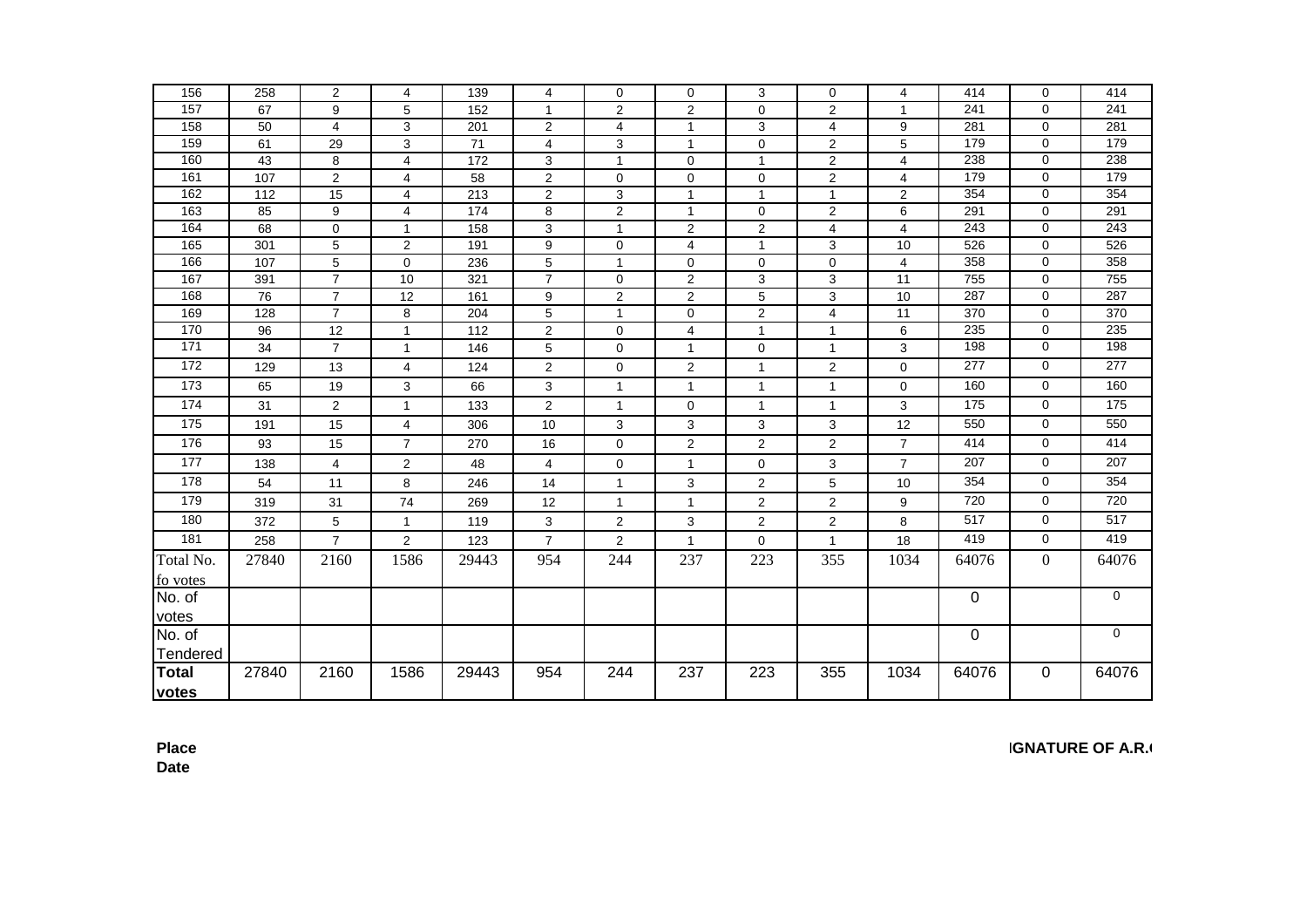| | | | | | | | | | | | | | |
|---|---|---|---|---|---|---|---|---|---|---|---|---|---|
| 156 | 258 | 2 | 4 | 139 | 4 | 0 | 0 | 3 | 0 | 4 | 414 | 0 | 414 |
| 157 | 67 | 9 | 5 | 152 | 1 | 2 | 2 | 0 | 2 | 1 | 241 | 0 | 241 |
| 158 | 50 | 4 | 3 | 201 | 2 | 4 | 1 | 3 | 4 | 9 | 281 | 0 | 281 |
| 159 | 61 | 29 | 3 | 71 | 4 | 3 | 1 | 0 | 2 | 5 | 179 | 0 | 179 |
| 160 | 43 | 8 | 4 | 172 | 3 | 1 | 0 | 1 | 2 | 4 | 238 | 0 | 238 |
| 161 | 107 | 2 | 4 | 58 | 2 | 0 | 0 | 0 | 2 | 4 | 179 | 0 | 179 |
| 162 | 112 | 15 | 4 | 213 | 2 | 3 | 1 | 1 | 1 | 2 | 354 | 0 | 354 |
| 163 | 85 | 9 | 4 | 174 | 8 | 2 | 1 | 0 | 2 | 6 | 291 | 0 | 291 |
| 164 | 68 | 0 | 1 | 158 | 3 | 1 | 2 | 2 | 4 | 4 | 243 | 0 | 243 |
| 165 | 301 | 5 | 2 | 191 | 9 | 0 | 4 | 1 | 3 | 10 | 526 | 0 | 526 |
| 166 | 107 | 5 | 0 | 236 | 5 | 1 | 0 | 0 | 0 | 4 | 358 | 0 | 358 |
| 167 | 391 | 7 | 10 | 321 | 7 | 0 | 2 | 3 | 3 | 11 | 755 | 0 | 755 |
| 168 | 76 | 7 | 12 | 161 | 9 | 2 | 2 | 5 | 3 | 10 | 287 | 0 | 287 |
| 169 | 128 | 7 | 8 | 204 | 5 | 1 | 0 | 2 | 4 | 11 | 370 | 0 | 370 |
| 170 | 96 | 12 | 1 | 112 | 2 | 0 | 4 | 1 | 1 | 6 | 235 | 0 | 235 |
| 171 | 34 | 7 | 1 | 146 | 5 | 0 | 1 | 0 | 1 | 3 | 198 | 0 | 198 |
| 172 | 129 | 13 | 4 | 124 | 2 | 0 | 2 | 1 | 2 | 0 | 277 | 0 | 277 |
| 173 | 65 | 19 | 3 | 66 | 3 | 1 | 1 | 1 | 1 | 0 | 160 | 0 | 160 |
| 174 | 31 | 2 | 1 | 133 | 2 | 1 | 0 | 1 | 1 | 3 | 175 | 0 | 175 |
| 175 | 191 | 15 | 4 | 306 | 10 | 3 | 3 | 3 | 3 | 12 | 550 | 0 | 550 |
| 176 | 93 | 15 | 7 | 270 | 16 | 0 | 2 | 2 | 2 | 7 | 414 | 0 | 414 |
| 177 | 138 | 4 | 2 | 48 | 4 | 0 | 1 | 0 | 3 | 7 | 207 | 0 | 207 |
| 178 | 54 | 11 | 8 | 246 | 14 | 1 | 3 | 2 | 5 | 10 | 354 | 0 | 354 |
| 179 | 319 | 31 | 74 | 269 | 12 | 1 | 1 | 2 | 2 | 9 | 720 | 0 | 720 |
| 180 | 372 | 5 | 1 | 119 | 3 | 2 | 3 | 2 | 2 | 8 | 517 | 0 | 517 |
| 181 | 258 | 7 | 2 | 123 | 7 | 2 | 1 | 0 | 1 | 18 | 419 | 0 | 419 |
| Total No. fo votes | 27840 | 2160 | 1586 | 29443 | 954 | 244 | 237 | 223 | 355 | 1034 | 64076 | 0 | 64076 |
| No. of votes | | | | | | | | | | | 0 | | 0 |
| No. of Tendered | | | | | | | | | | | 0 | | 0 |
| **Total votes** | 27840 | 2160 | 1586 | 29443 | 954 | 244 | 237 | 223 | 355 | 1034 | 64076 | 0 | 64076 |

**Place**
**Date**

**IGNATURE OF A.R.**